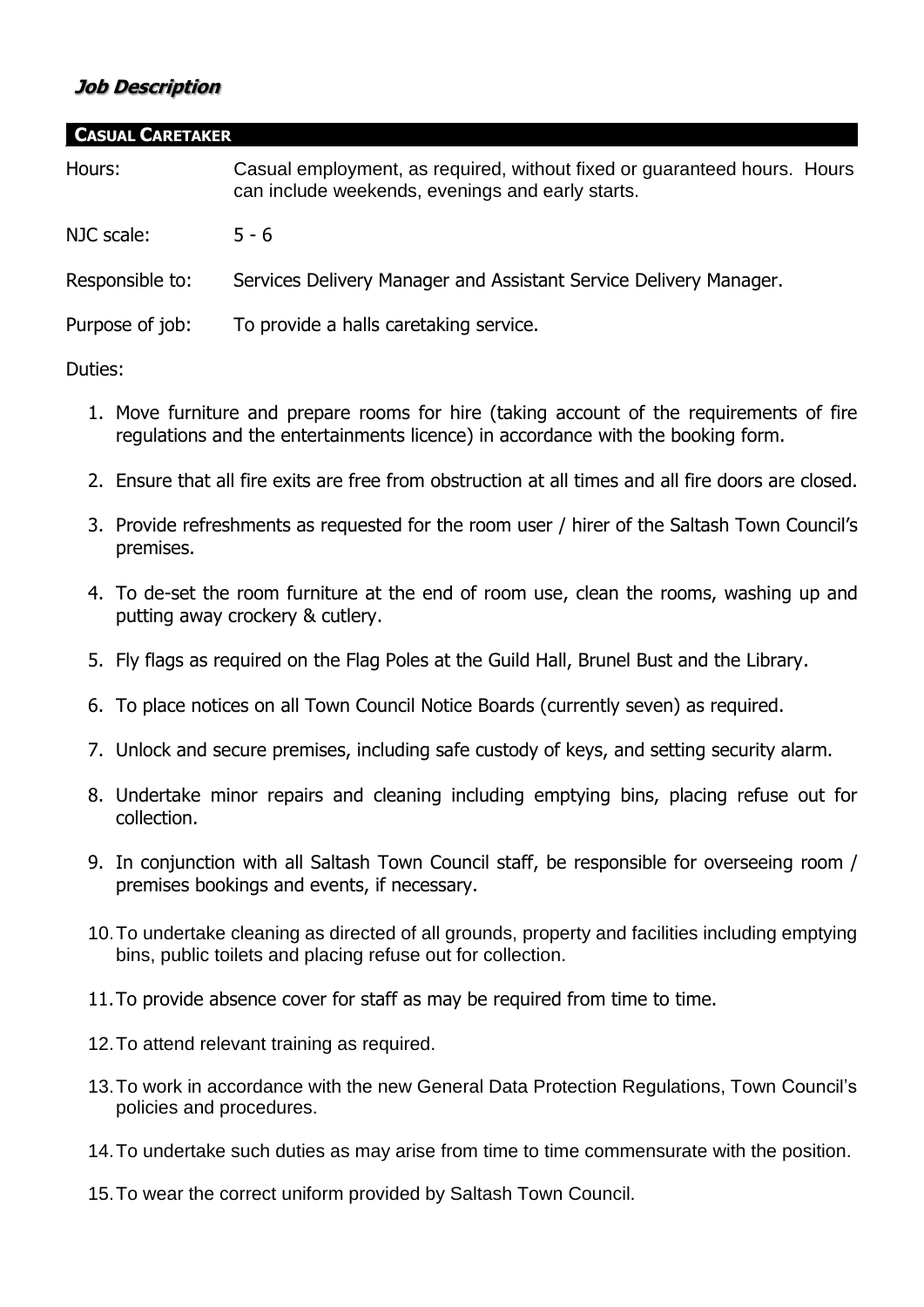# *Job Description*

## CASUAL CARETAKER

| | |
|---|---|
| Hours: | Casual employment, as required, without fixed or guaranteed hours. Hours can include weekends, evenings and early starts. |
| NJC scale: | 5 - 6 |
| Responsible to: | Services Delivery Manager and Assistant Service Delivery Manager. |
| Purpose of job: | To provide a halls caretaking service. |

Duties:

1. Move furniture and prepare rooms for hire (taking account of the requirements of fire regulations and the entertainments licence) in accordance with the booking form.
2. Ensure that all fire exits are free from obstruction at all times and all fire doors are closed.
3. Provide refreshments as requested for the room user / hirer of the Saltash Town Council's premises.
4. To de-set the room furniture at the end of room use, clean the rooms, washing up and putting away crockery & cutlery.
5. Fly flags as required on the Flag Poles at the Guild Hall, Brunel Bust and the Library.
6. To place notices on all Town Council Notice Boards (currently seven) as required.
7. Unlock and secure premises, including safe custody of keys, and setting security alarm.
8. Undertake minor repairs and cleaning including emptying bins, placing refuse out for collection.
9. In conjunction with all Saltash Town Council staff, be responsible for overseeing room / premises bookings and events, if necessary.
10. To undertake cleaning as directed of all grounds, property and facilities including emptying bins, public toilets and placing refuse out for collection.
11. To provide absence cover for staff as may be required from time to time.
12. To attend relevant training as required.
13. To work in accordance with the new General Data Protection Regulations, Town Council's policies and procedures.
14. To undertake such duties as may arise from time to time commensurate with the position.
15. To wear the correct uniform provided by Saltash Town Council.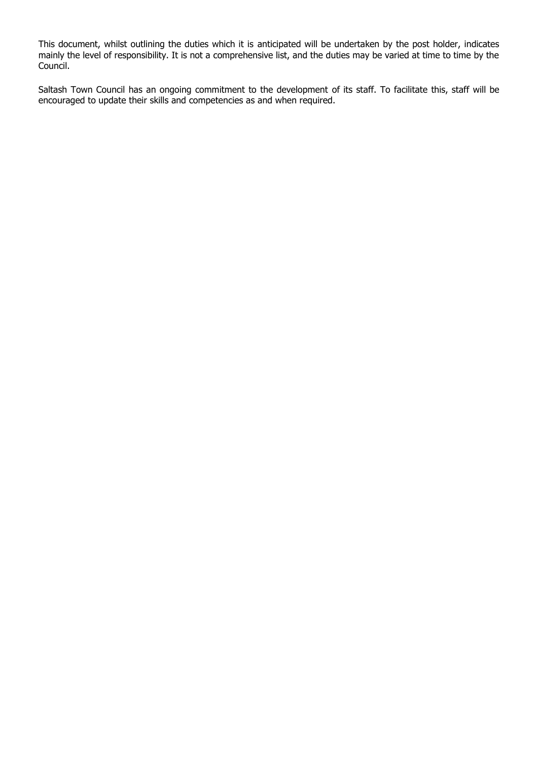This document, whilst outlining the duties which it is anticipated will be undertaken by the post holder, indicates mainly the level of responsibility. It is not a comprehensive list, and the duties may be varied at time to time by the Council.

Saltash Town Council has an ongoing commitment to the development of its staff. To facilitate this, staff will be encouraged to update their skills and competencies as and when required.